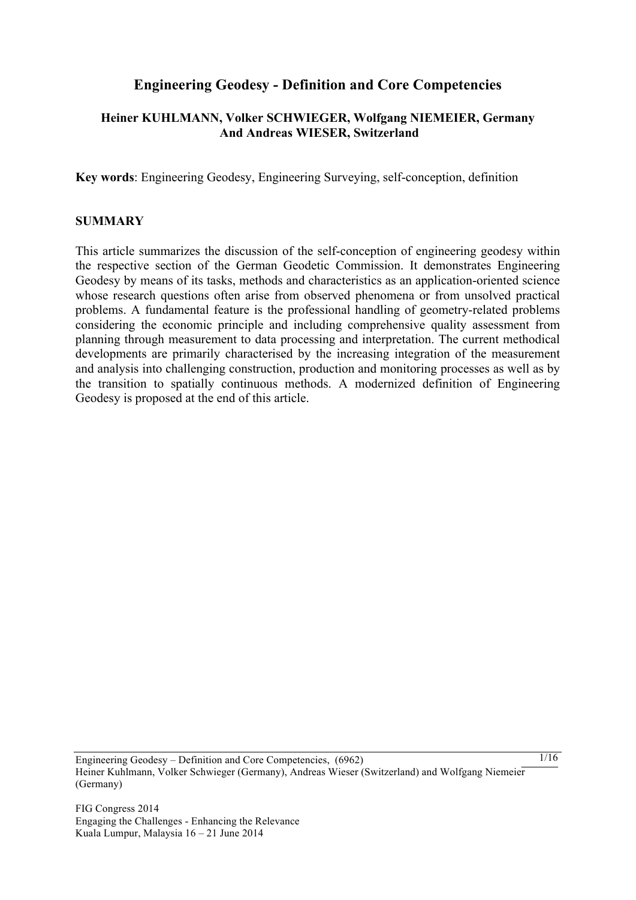# Engineering Geodesy - Definition and Core Competencies

**Heiner KUHLMANN, Volker SCHWIEGER, Wolfgang NIEMEIER, Germany And Andreas WIESER, Switzerland**

**Key words**: Engineering Geodesy, Engineering Surveying, self-conception, definition

## SUMMARY

This article summarizes the discussion of the self-conception of engineering geodesy within the respective section of the German Geodetic Commission. It demonstrates Engineering Geodesy by means of its tasks, methods and characteristics as an application-oriented science whose research questions often arise from observed phenomena or from unsolved practical problems. A fundamental feature is the professional handling of geometry-related problems considering the economic principle and including comprehensive quality assessment from planning through measurement to data processing and interpretation. The current methodical developments are primarily characterised by the increasing integration of the measurement and analysis into challenging construction, production and monitoring processes as well as by the transition to spatially continuous methods. A modernized definition of Engineering Geodesy is proposed at the end of this article.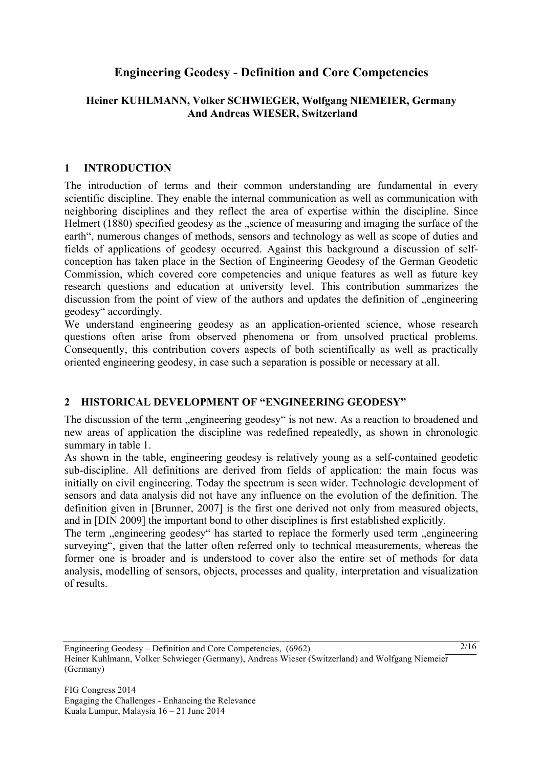# Engineering Geodesy - Definition and Core Competencies

**Heiner KUHLMANN, Volker SCHWIEGER, Wolfgang NIEMEIER, Germany And Andreas WIESER, Switzerland**

## 1 INTRODUCTION

The introduction of terms and their common understanding are fundamental in every scientific discipline. They enable the internal communication as well as communication with neighboring disciplines and they reflect the area of expertise within the discipline. Since Helmert (1880) specified geodesy as the „science of measuring and imaging the surface of the earth“, numerous changes of methods, sensors and technology as well as scope of duties and fields of applications of geodesy occurred. Against this background a discussion of self-conception has taken place in the Section of Engineering Geodesy of the German Geodetic Commission, which covered core competencies and unique features as well as future key research questions and education at university level. This contribution summarizes the discussion from the point of view of the authors and updates the definition of „engineering geodesy“ accordingly.

We understand engineering geodesy as an application-oriented science, whose research questions often arise from observed phenomena or from unsolved practical problems. Consequently, this contribution covers aspects of both scientifically as well as practically oriented engineering geodesy, in case such a separation is possible or necessary at all.

## 2 HISTORICAL DEVELOPMENT OF “ENGINEERING GEODESY”

The discussion of the term „engineering geodesy“ is not new. As a reaction to broadened and new areas of application the discipline was redefined repeatedly, as shown in chronologic summary in table 1.

As shown in the table, engineering geodesy is relatively young as a self-contained geodetic sub-discipline. All definitions are derived from fields of application: the main focus was initially on civil engineering. Today the spectrum is seen wider. Technologic development of sensors and data analysis did not have any influence on the evolution of the definition. The definition given in [Brunner, 2007] is the first one derived not only from measured objects, and in [DIN 2009] the important bond to other disciplines is first established explicitly.

The term „engineering geodesy“ has started to replace the formerly used term „engineering surveying“, given that the latter often referred only to technical measurements, whereas the former one is broader and is understood to cover also the entire set of methods for data analysis, modelling of sensors, objects, processes and quality, interpretation and visualization of results.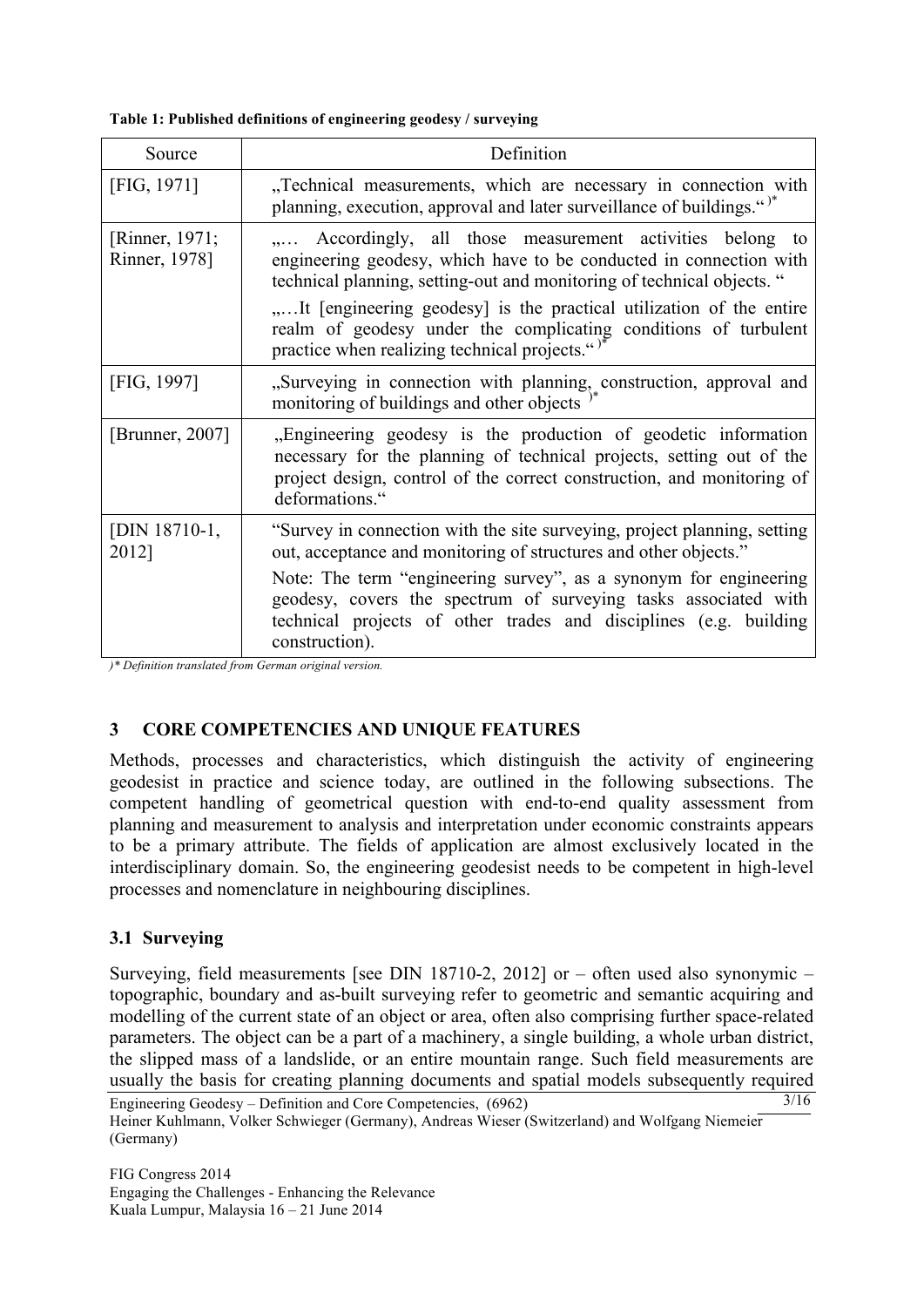**Table 1: Published definitions of engineering geodesy / surveying**

| Source | Definition |
| --- | --- |
| [FIG, 1971] | „Technical measurements, which are necessary in connection with planning, execution, approval and later surveillance of buildings.“ )* |
| [Rinner, 1971; Rinner, 1978] | „… Accordingly, all those measurement activities belong to engineering geodesy, which have to be conducted in connection with technical planning, setting-out and monitoring of technical objects. “ „…It [engineering geodesy] is the practical utilization of the entire realm of geodesy under the complicating conditions of turbulent practice when realizing technical projects.“ )* |
| [FIG, 1997] | „Surveying in connection with planning, construction, approval and monitoring of buildings and other objects )* |
| [Brunner, 2007] | „Engineering geodesy is the production of geodetic information necessary for the planning of technical projects, setting out of the project design, control of the correct construction, and monitoring of deformations.“ |
| [DIN 18710-1, 2012] | “Survey in connection with the site surveying, project planning, setting out, acceptance and monitoring of structures and other objects.” Note: The term “engineering survey”, as a synonym for engineering geodesy, covers the spectrum of surveying tasks associated with technical projects of other trades and disciplines (e.g. building construction). |

*)\* Definition translated from German original version.*

## 3 CORE COMPETENCIES AND UNIQUE FEATURES

Methods, processes and characteristics, which distinguish the activity of engineering geodesist in practice and science today, are outlined in the following subsections. The competent handling of geometrical question with end-to-end quality assessment from planning and measurement to analysis and interpretation under economic constraints appears to be a primary attribute. The fields of application are almost exclusively located in the interdisciplinary domain. So, the engineering geodesist needs to be competent in high-level processes and nomenclature in neighbouring disciplines.

### 3.1 Surveying

Surveying, field measurements [see DIN 18710-2, 2012] or – often used also synonymic – topographic, boundary and as-built surveying refer to geometric and semantic acquiring and modelling of the current state of an object or area, often also comprising further space-related parameters. The object can be a part of a machinery, a single building, a whole urban district, the slipped mass of a landslide, or an entire mountain range. Such field measurements are usually the basis for creating planning documents and spatial models subsequently required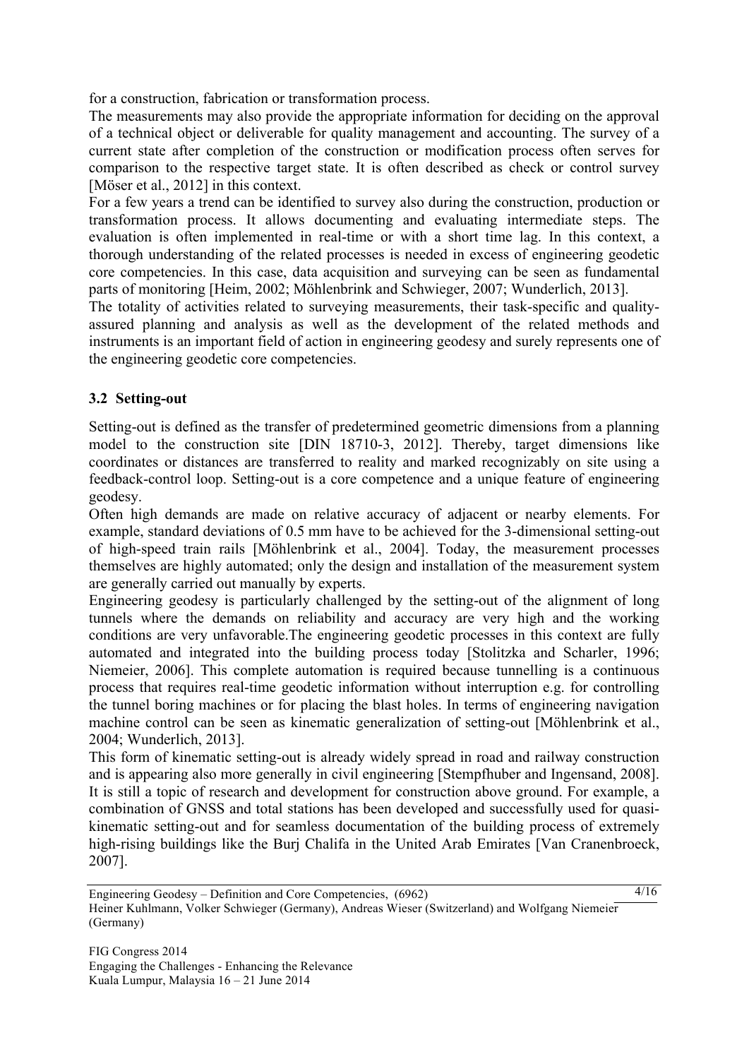for a construction, fabrication or transformation process.

The measurements may also provide the appropriate information for deciding on the approval of a technical object or deliverable for quality management and accounting. The survey of a current state after completion of the construction or modification process often serves for comparison to the respective target state. It is often described as check or control survey [Möser et al., 2012] in this context.

For a few years a trend can be identified to survey also during the construction, production or transformation process. It allows documenting and evaluating intermediate steps. The evaluation is often implemented in real-time or with a short time lag. In this context, a thorough understanding of the related processes is needed in excess of engineering geodetic core competencies. In this case, data acquisition and surveying can be seen as fundamental parts of monitoring [Heim, 2002; Möhlenbrink and Schwieger, 2007; Wunderlich, 2013].

The totality of activities related to surveying measurements, their task-specific and quality-assured planning and analysis as well as the development of the related methods and instruments is an important field of action in engineering geodesy and surely represents one of the engineering geodetic core competencies.

## 3.2 Setting-out

Setting-out is defined as the transfer of predetermined geometric dimensions from a planning model to the construction site [DIN 18710-3, 2012]. Thereby, target dimensions like coordinates or distances are transferred to reality and marked recognizably on site using a feedback-control loop. Setting-out is a core competence and a unique feature of engineering geodesy.

Often high demands are made on relative accuracy of adjacent or nearby elements. For example, standard deviations of 0.5 mm have to be achieved for the 3-dimensional setting-out of high-speed train rails [Möhlenbrink et al., 2004]. Today, the measurement processes themselves are highly automated; only the design and installation of the measurement system are generally carried out manually by experts.

Engineering geodesy is particularly challenged by the setting-out of the alignment of long tunnels where the demands on reliability and accuracy are very high and the working conditions are very unfavorable.The engineering geodetic processes in this context are fully automated and integrated into the building process today [Stolitzka and Scharler, 1996; Niemeier, 2006]. This complete automation is required because tunnelling is a continuous process that requires real-time geodetic information without interruption e.g. for controlling the tunnel boring machines or for placing the blast holes. In terms of engineering navigation machine control can be seen as kinematic generalization of setting-out [Möhlenbrink et al., 2004; Wunderlich, 2013].

This form of kinematic setting-out is already widely spread in road and railway construction and is appearing also more generally in civil engineering [Stempfhuber and Ingensand, 2008]. It is still a topic of research and development for construction above ground. For example, a combination of GNSS and total stations has been developed and successfully used for quasi-kinematic setting-out and for seamless documentation of the building process of extremely high-rising buildings like the Burj Chalifa in the United Arab Emirates [Van Cranenbroeck, 2007].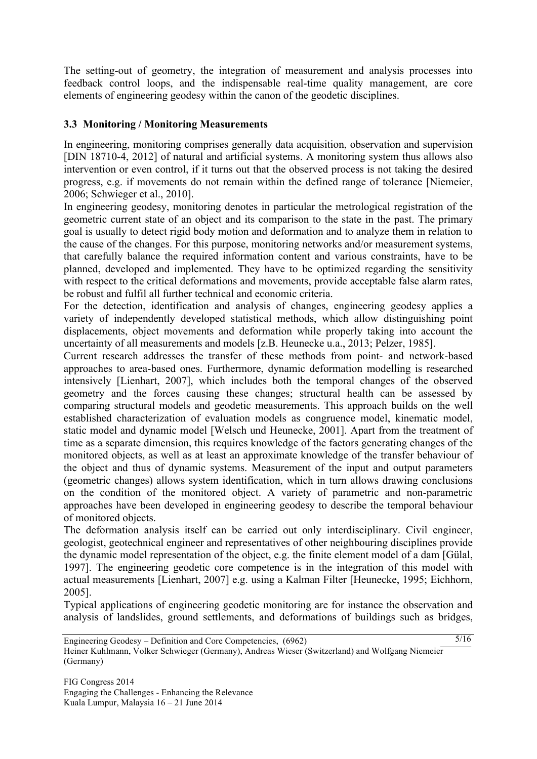The setting-out of geometry, the integration of measurement and analysis processes into feedback control loops, and the indispensable real-time quality management, are core elements of engineering geodesy within the canon of the geodetic disciplines.

### 3.3 Monitoring / Monitoring Measurements

In engineering, monitoring comprises generally data acquisition, observation and supervision [DIN 18710-4, 2012] of natural and artificial systems. A monitoring system thus allows also intervention or even control, if it turns out that the observed process is not taking the desired progress, e.g. if movements do not remain within the defined range of tolerance [Niemeier, 2006; Schwieger et al., 2010].

In engineering geodesy, monitoring denotes in particular the metrological registration of the geometric current state of an object and its comparison to the state in the past. The primary goal is usually to detect rigid body motion and deformation and to analyze them in relation to the cause of the changes. For this purpose, monitoring networks and/or measurement systems, that carefully balance the required information content and various constraints, have to be planned, developed and implemented. They have to be optimized regarding the sensitivity with respect to the critical deformations and movements, provide acceptable false alarm rates, be robust and fulfil all further technical and economic criteria.

For the detection, identification and analysis of changes, engineering geodesy applies a variety of independently developed statistical methods, which allow distinguishing point displacements, object movements and deformation while properly taking into account the uncertainty of all measurements and models [z.B. Heunecke u.a., 2013; Pelzer, 1985].

Current research addresses the transfer of these methods from point- and network-based approaches to area-based ones. Furthermore, dynamic deformation modelling is researched intensively [Lienhart, 2007], which includes both the temporal changes of the observed geometry and the forces causing these changes; structural health can be assessed by comparing structural models and geodetic measurements. This approach builds on the well established characterization of evaluation models as congruence model, kinematic model, static model and dynamic model [Welsch und Heunecke, 2001]. Apart from the treatment of time as a separate dimension, this requires knowledge of the factors generating changes of the monitored objects, as well as at least an approximate knowledge of the transfer behaviour of the object and thus of dynamic systems. Measurement of the input and output parameters (geometric changes) allows system identification, which in turn allows drawing conclusions on the condition of the monitored object. A variety of parametric and non-parametric approaches have been developed in engineering geodesy to describe the temporal behaviour of monitored objects.

The deformation analysis itself can be carried out only interdisciplinary. Civil engineer, geologist, geotechnical engineer and representatives of other neighbouring disciplines provide the dynamic model representation of the object, e.g. the finite element model of a dam [Gülal, 1997]. The engineering geodetic core competence is in the integration of this model with actual measurements [Lienhart, 2007] e.g. using a Kalman Filter [Heunecke, 1995; Eichhorn, 2005].

Typical applications of engineering geodetic monitoring are for instance the observation and analysis of landslides, ground settlements, and deformations of buildings such as bridges,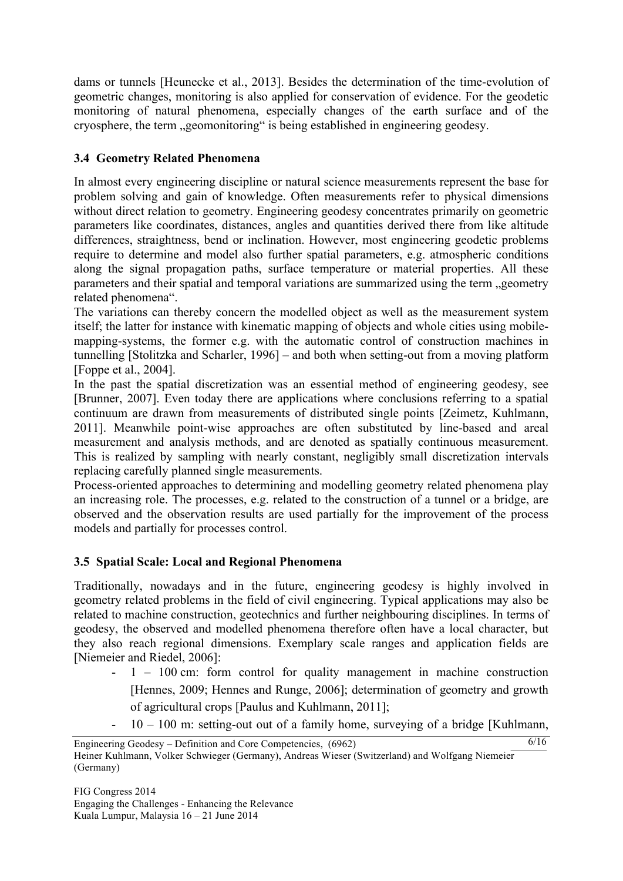dams or tunnels [Heunecke et al., 2013]. Besides the determination of the time-evolution of geometric changes, monitoring is also applied for conservation of evidence. For the geodetic monitoring of natural phenomena, especially changes of the earth surface and of the cryosphere, the term „geomonitoring“ is being established in engineering geodesy.

### 3.4 Geometry Related Phenomena

In almost every engineering discipline or natural science measurements represent the base for problem solving and gain of knowledge. Often measurements refer to physical dimensions without direct relation to geometry. Engineering geodesy concentrates primarily on geometric parameters like coordinates, distances, angles and quantities derived there from like altitude differences, straightness, bend or inclination. However, most engineering geodetic problems require to determine and model also further spatial parameters, e.g. atmospheric conditions along the signal propagation paths, surface temperature or material properties. All these parameters and their spatial and temporal variations are summarized using the term „geometry related phenomena“.

The variations can thereby concern the modelled object as well as the measurement system itself; the latter for instance with kinematic mapping of objects and whole cities using mobile-mapping-systems, the former e.g. with the automatic control of construction machines in tunnelling [Stolitzka and Scharler, 1996] – and both when setting-out from a moving platform [Foppe et al., 2004].

In the past the spatial discretization was an essential method of engineering geodesy, see [Brunner, 2007]. Even today there are applications where conclusions referring to a spatial continuum are drawn from measurements of distributed single points [Zeimetz, Kuhlmann, 2011]. Meanwhile point-wise approaches are often substituted by line-based and areal measurement and analysis methods, and are denoted as spatially continuous measurement. This is realized by sampling with nearly constant, negligibly small discretization intervals replacing carefully planned single measurements.

Process-oriented approaches to determining and modelling geometry related phenomena play an increasing role. The processes, e.g. related to the construction of a tunnel or a bridge, are observed and the observation results are used partially for the improvement of the process models and partially for processes control.

### 3.5 Spatial Scale: Local and Regional Phenomena

Traditionally, nowadays and in the future, engineering geodesy is highly involved in geometry related problems in the field of civil engineering. Typical applications may also be related to machine construction, geotechnics and further neighbouring disciplines. In terms of geodesy, the observed and modelled phenomena therefore often have a local character, but they also reach regional dimensions. Exemplary scale ranges and application fields are [Niemeier and Riedel, 2006]:

- 1 – 100 cm: form control for quality management in machine construction [Hennes, 2009; Hennes and Runge, 2006]; determination of geometry and growth of agricultural crops [Paulus and Kuhlmann, 2011];
- 10 – 100 m: setting-out out of a family home, surveying of a bridge [Kuhlmann,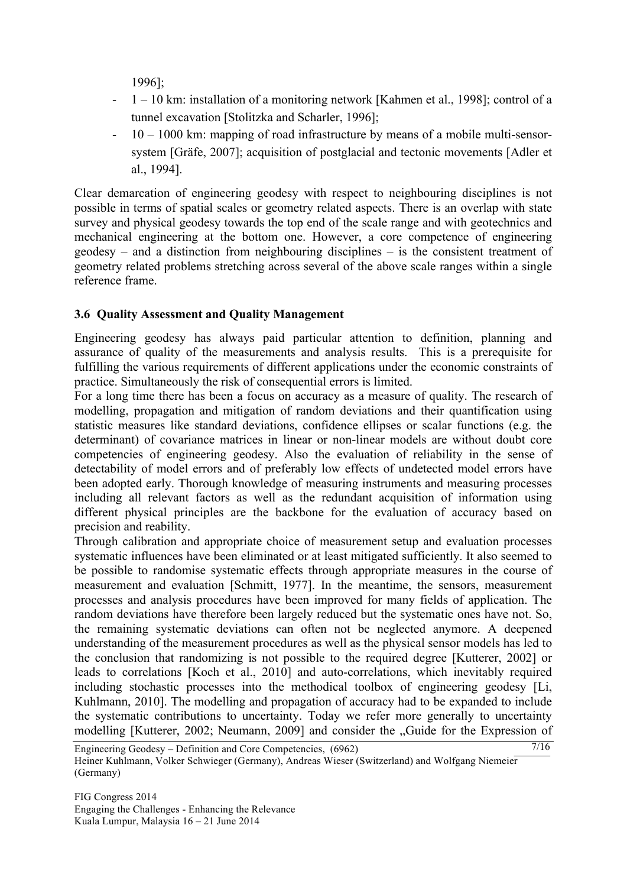1996];

- 1 – 10 km: installation of a monitoring network [Kahmen et al., 1998]; control of a tunnel excavation [Stolitzka and Scharler, 1996];
- 10 – 1000 km: mapping of road infrastructure by means of a mobile multi-sensor-system [Gräfe, 2007]; acquisition of postglacial and tectonic movements [Adler et al., 1994].

Clear demarcation of engineering geodesy with respect to neighbouring disciplines is not possible in terms of spatial scales or geometry related aspects. There is an overlap with state survey and physical geodesy towards the top end of the scale range and with geotechnics and mechanical engineering at the bottom one. However, a core competence of engineering geodesy – and a distinction from neighbouring disciplines – is the consistent treatment of geometry related problems stretching across several of the above scale ranges within a single reference frame.

### 3.6 Quality Assessment and Quality Management

Engineering geodesy has always paid particular attention to definition, planning and assurance of quality of the measurements and analysis results. This is a prerequisite for fulfilling the various requirements of different applications under the economic constraints of practice. Simultaneously the risk of consequential errors is limited.

For a long time there has been a focus on accuracy as a measure of quality. The research of modelling, propagation and mitigation of random deviations and their quantification using statistic measures like standard deviations, confidence ellipses or scalar functions (e.g. the determinant) of covariance matrices in linear or non-linear models are without doubt core competencies of engineering geodesy. Also the evaluation of reliability in the sense of detectability of model errors and of preferably low effects of undetected model errors have been adopted early. Thorough knowledge of measuring instruments and measuring processes including all relevant factors as well as the redundant acquisition of information using different physical principles are the backbone for the evaluation of accuracy based on precision and reability.

Through calibration and appropriate choice of measurement setup and evaluation processes systematic influences have been eliminated or at least mitigated sufficiently. It also seemed to be possible to randomise systematic effects through appropriate measures in the course of measurement and evaluation [Schmitt, 1977]. In the meantime, the sensors, measurement processes and analysis procedures have been improved for many fields of application. The random deviations have therefore been largely reduced but the systematic ones have not. So, the remaining systematic deviations can often not be neglected anymore. A deepened understanding of the measurement procedures as well as the physical sensor models has led to the conclusion that randomizing is not possible to the required degree [Kutterer, 2002] or leads to correlations [Koch et al., 2010] and auto-correlations, which inevitably required including stochastic processes into the methodical toolbox of engineering geodesy [Li, Kuhlmann, 2010]. The modelling and propagation of accuracy had to be expanded to include the systematic contributions to uncertainty. Today we refer more generally to uncertainty modelling [Kutterer, 2002; Neumann, 2009] and consider the „Guide for the Expression of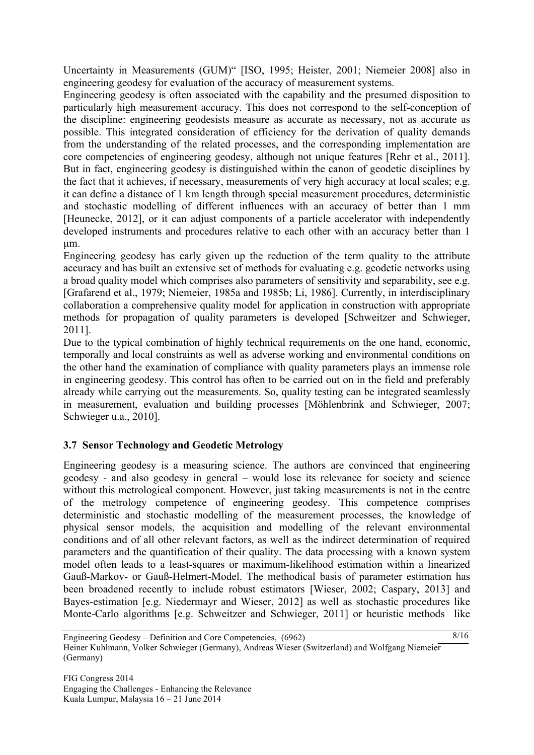Uncertainty in Measurements (GUM)" [ISO, 1995; Heister, 2001; Niemeier 2008] also in engineering geodesy for evaluation of the accuracy of measurement systems.

Engineering geodesy is often associated with the capability and the presumed disposition to particularly high measurement accuracy. This does not correspond to the self-conception of the discipline: engineering geodesists measure as accurate as necessary, not as accurate as possible. This integrated consideration of efficiency for the derivation of quality demands from the understanding of the related processes, and the corresponding implementation are core competencies of engineering geodesy, although not unique features [Rehr et al., 2011]. But in fact, engineering geodesy is distinguished within the canon of geodetic disciplines by the fact that it achieves, if necessary, measurements of very high accuracy at local scales; e.g. it can define a distance of 1 km length through special measurement procedures, deterministic and stochastic modelling of different influences with an accuracy of better than 1 mm [Heunecke, 2012], or it can adjust components of a particle accelerator with independently developed instruments and procedures relative to each other with an accuracy better than 1 µm.

Engineering geodesy has early given up the reduction of the term quality to the attribute accuracy and has built an extensive set of methods for evaluating e.g. geodetic networks using a broad quality model which comprises also parameters of sensitivity and separability, see e.g. [Grafarend et al., 1979; Niemeier, 1985a and 1985b; Li, 1986]. Currently, in interdisciplinary collaboration a comprehensive quality model for application in construction with appropriate methods for propagation of quality parameters is developed [Schweitzer and Schwieger, 2011].

Due to the typical combination of highly technical requirements on the one hand, economic, temporally and local constraints as well as adverse working and environmental conditions on the other hand the examination of compliance with quality parameters plays an immense role in engineering geodesy. This control has often to be carried out on in the field and preferably already while carrying out the measurements. So, quality testing can be integrated seamlessly in measurement, evaluation and building processes [Möhlenbrink and Schwieger, 2007; Schwieger u.a., 2010].

### 3.7 Sensor Technology and Geodetic Metrology

Engineering geodesy is a measuring science. The authors are convinced that engineering geodesy - and also geodesy in general – would lose its relevance for society and science without this metrological component. However, just taking measurements is not in the centre of the metrology competence of engineering geodesy. This competence comprises deterministic and stochastic modelling of the measurement processes, the knowledge of physical sensor models, the acquisition and modelling of the relevant environmental conditions and of all other relevant factors, as well as the indirect determination of required parameters and the quantification of their quality. The data processing with a known system model often leads to a least-squares or maximum-likelihood estimation within a linearized Gauß-Markov- or Gauß-Helmert-Model. The methodical basis of parameter estimation has been broadened recently to include robust estimators [Wieser, 2002; Caspary, 2013] and Bayes-estimation [e.g. Niedermayr and Wieser, 2012] as well as stochastic procedures like Monte-Carlo algorithms [e.g. Schweitzer and Schwieger, 2011] or heuristic methods like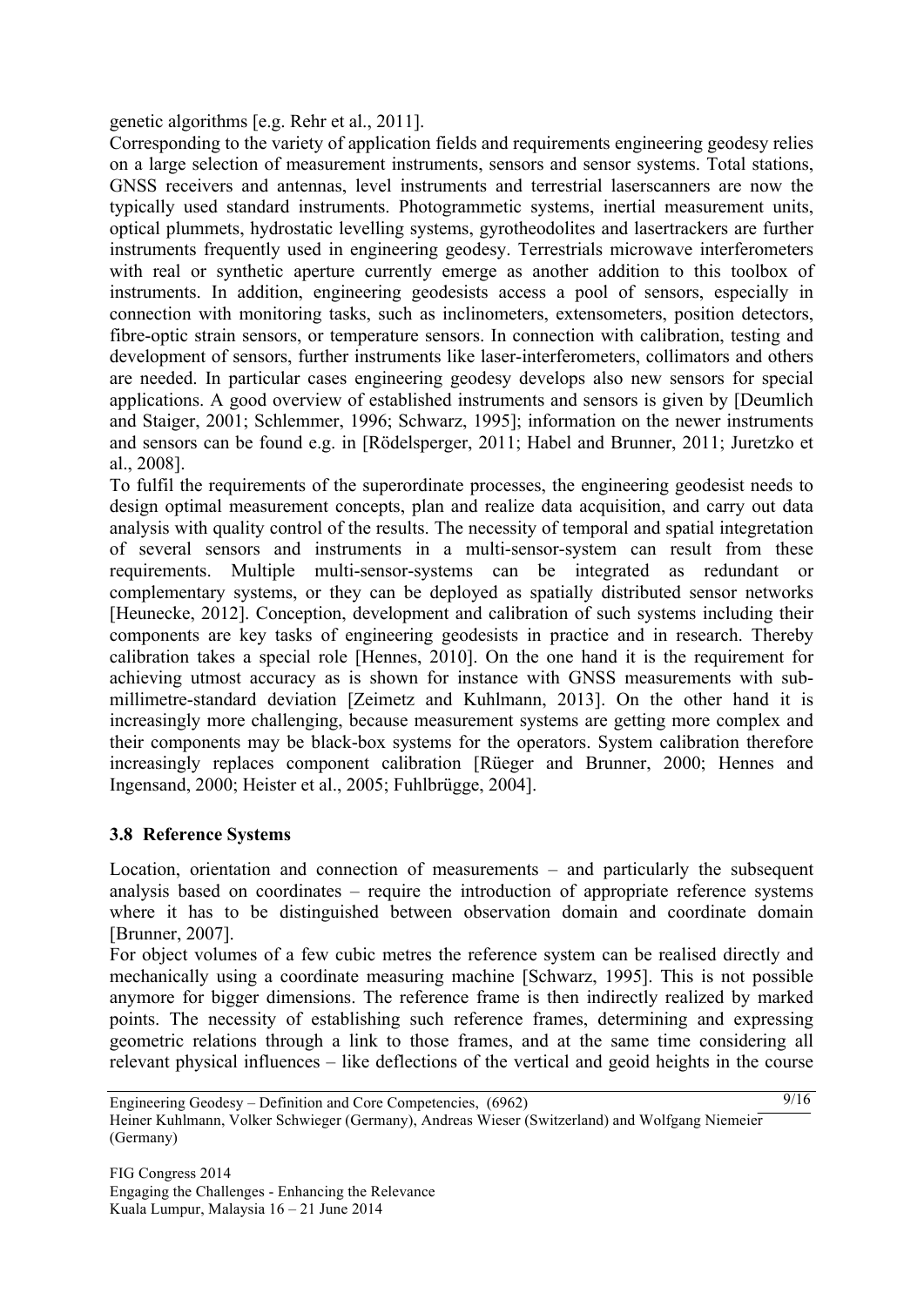genetic algorithms [e.g. Rehr et al., 2011].

Corresponding to the variety of application fields and requirements engineering geodesy relies on a large selection of measurement instruments, sensors and sensor systems. Total stations, GNSS receivers and antennas, level instruments and terrestrial laserscanners are now the typically used standard instruments. Photogrammetic systems, inertial measurement units, optical plummets, hydrostatic levelling systems, gyrotheodolites and lasertrackers are further instruments frequently used in engineering geodesy. Terrestrials microwave interferometers with real or synthetic aperture currently emerge as another addition to this toolbox of instruments. In addition, engineering geodesists access a pool of sensors, especially in connection with monitoring tasks, such as inclinometers, extensometers, position detectors, fibre-optic strain sensors, or temperature sensors. In connection with calibration, testing and development of sensors, further instruments like laser-interferometers, collimators and others are needed. In particular cases engineering geodesy develops also new sensors for special applications. A good overview of established instruments and sensors is given by [Deumlich and Staiger, 2001; Schlemmer, 1996; Schwarz, 1995]; information on the newer instruments and sensors can be found e.g. in [Rödelsperger, 2011; Habel and Brunner, 2011; Juretzko et al., 2008].

To fulfil the requirements of the superordinate processes, the engineering geodesist needs to design optimal measurement concepts, plan and realize data acquisition, and carry out data analysis with quality control of the results. The necessity of temporal and spatial integretation of several sensors and instruments in a multi-sensor-system can result from these requirements. Multiple multi-sensor-systems can be integrated as redundant or complementary systems, or they can be deployed as spatially distributed sensor networks [Heunecke, 2012]. Conception, development and calibration of such systems including their components are key tasks of engineering geodesists in practice and in research. Thereby calibration takes a special role [Hennes, 2010]. On the one hand it is the requirement for achieving utmost accuracy as is shown for instance with GNSS measurements with sub-millimetre-standard deviation [Zeimetz and Kuhlmann, 2013]. On the other hand it is increasingly more challenging, because measurement systems are getting more complex and their components may be black-box systems for the operators. System calibration therefore increasingly replaces component calibration [Rüeger and Brunner, 2000; Hennes and Ingensand, 2000; Heister et al., 2005; Fuhlbrügge, 2004].

### 3.8 Reference Systems

Location, orientation and connection of measurements – and particularly the subsequent analysis based on coordinates – require the introduction of appropriate reference systems where it has to be distinguished between observation domain and coordinate domain [Brunner, 2007].

For object volumes of a few cubic metres the reference system can be realised directly and mechanically using a coordinate measuring machine [Schwarz, 1995]. This is not possible anymore for bigger dimensions. The reference frame is then indirectly realized by marked points. The necessity of establishing such reference frames, determining and expressing geometric relations through a link to those frames, and at the same time considering all relevant physical influences – like deflections of the vertical and geoid heights in the course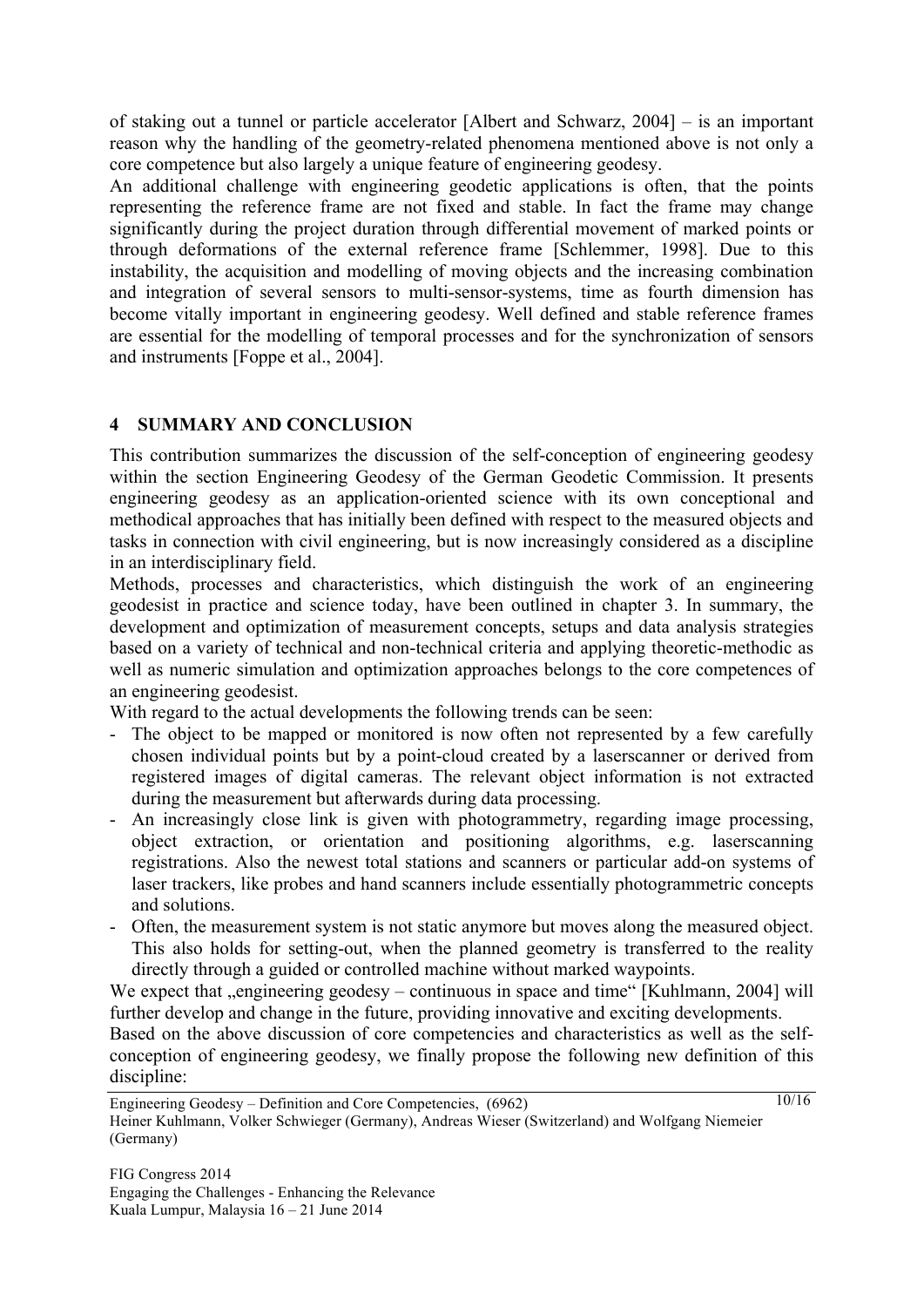of staking out a tunnel or particle accelerator [Albert and Schwarz, 2004] – is an important reason why the handling of the geometry-related phenomena mentioned above is not only a core competence but also largely a unique feature of engineering geodesy.

An additional challenge with engineering geodetic applications is often, that the points representing the reference frame are not fixed and stable. In fact the frame may change significantly during the project duration through differential movement of marked points or through deformations of the external reference frame [Schlemmer, 1998]. Due to this instability, the acquisition and modelling of moving objects and the increasing combination and integration of several sensors to multi-sensor-systems, time as fourth dimension has become vitally important in engineering geodesy. Well defined and stable reference frames are essential for the modelling of temporal processes and for the synchronization of sensors and instruments [Foppe et al., 2004].

## 4 SUMMARY AND CONCLUSION

This contribution summarizes the discussion of the self-conception of engineering geodesy within the section Engineering Geodesy of the German Geodetic Commission. It presents engineering geodesy as an application-oriented science with its own conceptional and methodical approaches that has initially been defined with respect to the measured objects and tasks in connection with civil engineering, but is now increasingly considered as a discipline in an interdisciplinary field.

Methods, processes and characteristics, which distinguish the work of an engineering geodesist in practice and science today, have been outlined in chapter 3. In summary, the development and optimization of measurement concepts, setups and data analysis strategies based on a variety of technical and non-technical criteria and applying theoretic-methodic as well as numeric simulation and optimization approaches belongs to the core competences of an engineering geodesist.

With regard to the actual developments the following trends can be seen:

- The object to be mapped or monitored is now often not represented by a few carefully chosen individual points but by a point-cloud created by a laserscanner or derived from registered images of digital cameras. The relevant object information is not extracted during the measurement but afterwards during data processing.
- An increasingly close link is given with photogrammetry, regarding image processing, object extraction, or orientation and positioning algorithms, e.g. laserscanning registrations. Also the newest total stations and scanners or particular add-on systems of laser trackers, like probes and hand scanners include essentially photogrammetric concepts and solutions.
- Often, the measurement system is not static anymore but moves along the measured object. This also holds for setting-out, when the planned geometry is transferred to the reality directly through a guided or controlled machine without marked waypoints.

We expect that „engineering geodesy – continuous in space and time" [Kuhlmann, 2004] will further develop and change in the future, providing innovative and exciting developments.

Based on the above discussion of core competencies and characteristics as well as the self-conception of engineering geodesy, we finally propose the following new definition of this discipline: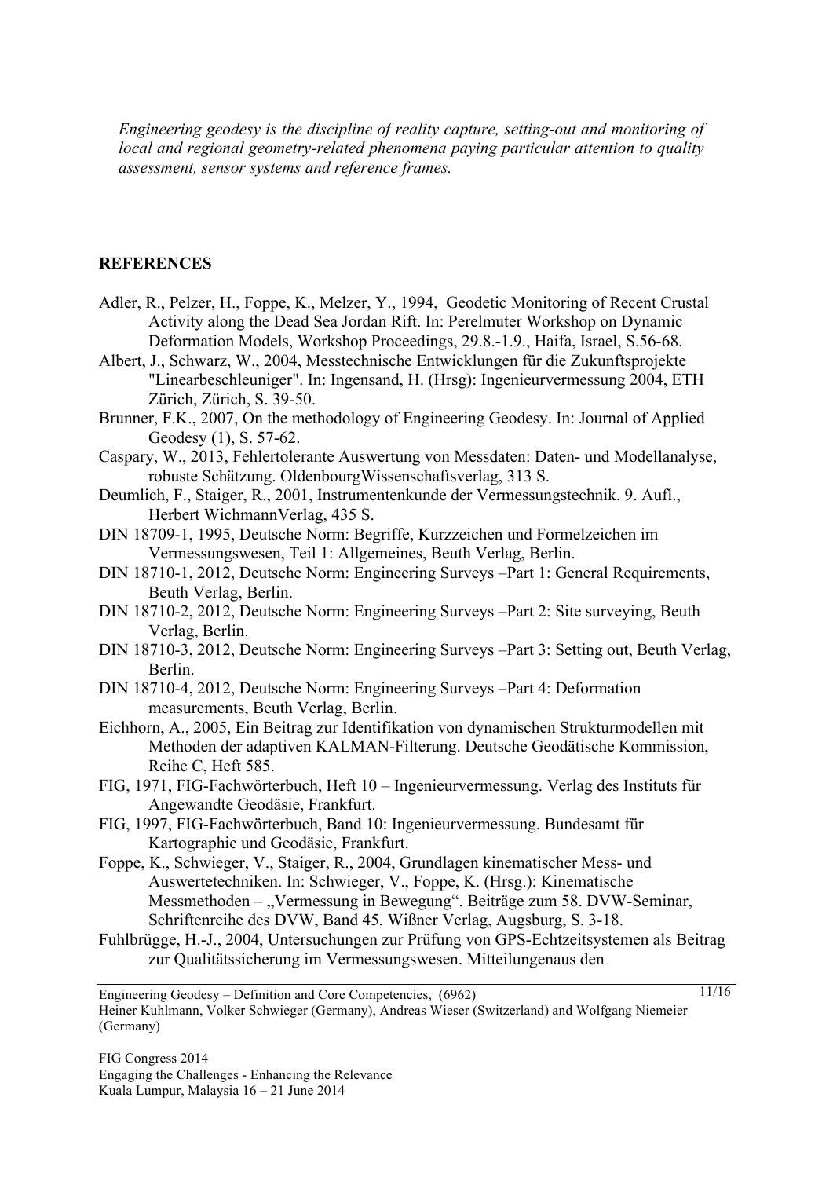*Engineering geodesy is the discipline of reality capture, setting-out and monitoring of local and regional geometry-related phenomena paying particular attention to quality assessment, sensor systems and reference frames.*

## REFERENCES

Adler, R., Pelzer, H., Foppe, K., Melzer, Y., 1994, Geodetic Monitoring of Recent Crustal Activity along the Dead Sea Jordan Rift. In: Perelmuter Workshop on Dynamic Deformation Models, Workshop Proceedings, 29.8.-1.9., Haifa, Israel, S.56-68.

Albert, J., Schwarz, W., 2004, Messtechnische Entwicklungen für die Zukunftsprojekte "Linearbeschleuniger". In: Ingensand, H. (Hrsg): Ingenieurvermessung 2004, ETH Zürich, Zürich, S. 39-50.

Brunner, F.K., 2007, On the methodology of Engineering Geodesy. In: Journal of Applied Geodesy (1), S. 57-62.

Caspary, W., 2013, Fehlertolerante Auswertung von Messdaten: Daten- und Modellanalyse, robuste Schätzung. OldenbourgWissenschaftsverlag, 313 S.

Deumlich, F., Staiger, R., 2001, Instrumentenkunde der Vermessungstechnik. 9. Aufl., Herbert WichmannVerlag, 435 S.

DIN 18709-1, 1995, Deutsche Norm: Begriffe, Kurzzeichen und Formelzeichen im Vermessungswesen, Teil 1: Allgemeines, Beuth Verlag, Berlin.

DIN 18710-1, 2012, Deutsche Norm: Engineering Surveys –Part 1: General Requirements, Beuth Verlag, Berlin.

DIN 18710-2, 2012, Deutsche Norm: Engineering Surveys –Part 2: Site surveying, Beuth Verlag, Berlin.

DIN 18710-3, 2012, Deutsche Norm: Engineering Surveys –Part 3: Setting out, Beuth Verlag, Berlin.

DIN 18710-4, 2012, Deutsche Norm: Engineering Surveys –Part 4: Deformation measurements, Beuth Verlag, Berlin.

Eichhorn, A., 2005, Ein Beitrag zur Identifikation von dynamischen Strukturmodellen mit Methoden der adaptiven KALMAN-Filterung. Deutsche Geodätische Kommission, Reihe C, Heft 585.

FIG, 1971, FIG-Fachwörterbuch, Heft 10 – Ingenieurvermessung. Verlag des Instituts für Angewandte Geodäsie, Frankfurt.

FIG, 1997, FIG-Fachwörterbuch, Band 10: Ingenieurvermessung. Bundesamt für Kartographie und Geodäsie, Frankfurt.

Foppe, K., Schwieger, V., Staiger, R., 2004, Grundlagen kinematischer Mess- und Auswertetechniken. In: Schwieger, V., Foppe, K. (Hrsg.): Kinematische Messmethoden – „Vermessung in Bewegung". Beiträge zum 58. DVW-Seminar, Schriftenreihe des DVW, Band 45, Wißner Verlag, Augsburg, S. 3-18.

Fuhlbrügge, H.-J., 2004, Untersuchungen zur Prüfung von GPS-Echtzeitsystemen als Beitrag zur Qualitätssicherung im Vermessungswesen. Mitteilungenaus den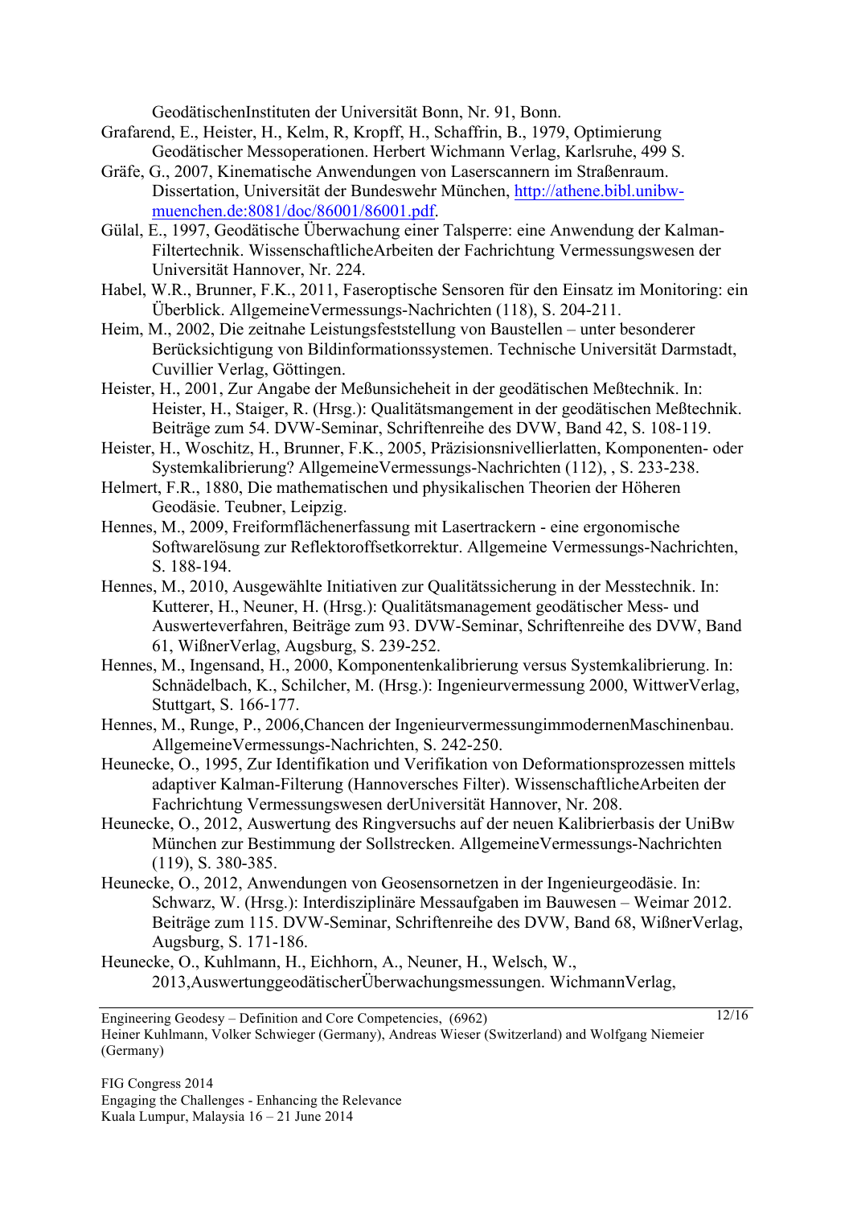GeodätischenInstituten der Universität Bonn, Nr. 91, Bonn.

Grafarend, E., Heister, H., Kelm, R, Kropff, H., Schaffrin, B., 1979, Optimierung Geodätischer Messoperationen. Herbert Wichmann Verlag, Karlsruhe, 499 S.

Gräfe, G., 2007, Kinematische Anwendungen von Laserscannern im Straßenraum. Dissertation, Universität der Bundeswehr München, http://athene.bibl.unibw-muenchen.de:8081/doc/86001/86001.pdf.

Gülal, E., 1997, Geodätische Überwachung einer Talsperre: eine Anwendung der Kalman-Filtertechnik. WissenschaftlicheArbeiten der Fachrichtung Vermessungswesen der Universität Hannover, Nr. 224.

Habel, W.R., Brunner, F.K., 2011, Faseroptische Sensoren für den Einsatz im Monitoring: ein Überblick. AllgemeineVermessungs-Nachrichten (118), S. 204-211.

Heim, M., 2002, Die zeitnahe Leistungsfeststellung von Baustellen – unter besonderer Berücksichtigung von Bildinformationssystemen. Technische Universität Darmstadt, Cuvillier Verlag, Göttingen.

Heister, H., 2001, Zur Angabe der Meßunsicheheit in der geodätischen Meßtechnik. In: Heister, H., Staiger, R. (Hrsg.): Qualitätsmangement in der geodätischen Meßtechnik. Beiträge zum 54. DVW-Seminar, Schriftenreihe des DVW, Band 42, S. 108-119.

Heister, H., Woschitz, H., Brunner, F.K., 2005, Präzisionsnivellierlatten, Komponenten- oder Systemkalibrierung? AllgemeineVermessungs-Nachrichten (112), , S. 233-238.

Helmert, F.R., 1880, Die mathematischen und physikalischen Theorien der Höheren Geodäsie. Teubner, Leipzig.

Hennes, M., 2009, Freiformflächenerfassung mit Lasertrackern - eine ergonomische Softwarelösung zur Reflektoroffsetkorrektur. Allgemeine Vermessungs-Nachrichten, S. 188-194.

Hennes, M., 2010, Ausgewählte Initiativen zur Qualitätssicherung in der Messtechnik. In: Kutterer, H., Neuner, H. (Hrsg.): Qualitätsmanagement geodätischer Mess- und Auswerteverfahren, Beiträge zum 93. DVW-Seminar, Schriftenreihe des DVW, Band 61, WißnerVerlag, Augsburg, S. 239-252.

Hennes, M., Ingensand, H., 2000, Komponentenkalibrierung versus Systemkalibrierung. In: Schnädelbach, K., Schilcher, M. (Hrsg.): Ingenieurvermessung 2000, WittwerVerlag, Stuttgart, S. 166-177.

Hennes, M., Runge, P., 2006,Chancen der IngenieurvermessungimmodernenMaschinenbau. AllgemeineVermessungs-Nachrichten, S. 242-250.

Heunecke, O., 1995, Zur Identifikation und Verifikation von Deformationsprozessen mittels adaptiver Kalman-Filterung (Hannoversches Filter). WissenschaftlicheArbeiten der Fachrichtung Vermessungswesen derUniversität Hannover, Nr. 208.

Heunecke, O., 2012, Auswertung des Ringversuchs auf der neuen Kalibrierbasis der UniBw München zur Bestimmung der Sollstrecken. AllgemeineVermessungs-Nachrichten (119), S. 380-385.

Heunecke, O., 2012, Anwendungen von Geosensornetzen in der Ingenieurgeodäsie. In: Schwarz, W. (Hrsg.): Interdisziplinäre Messaufgaben im Bauwesen – Weimar 2012. Beiträge zum 115. DVW-Seminar, Schriftenreihe des DVW, Band 68, WißnerVerlag, Augsburg, S. 171-186.

Heunecke, O., Kuhlmann, H., Eichhorn, A., Neuner, H., Welsch, W., 2013,AuswertunggeodätischerÜberwachungsmessungen. WichmannVerlag,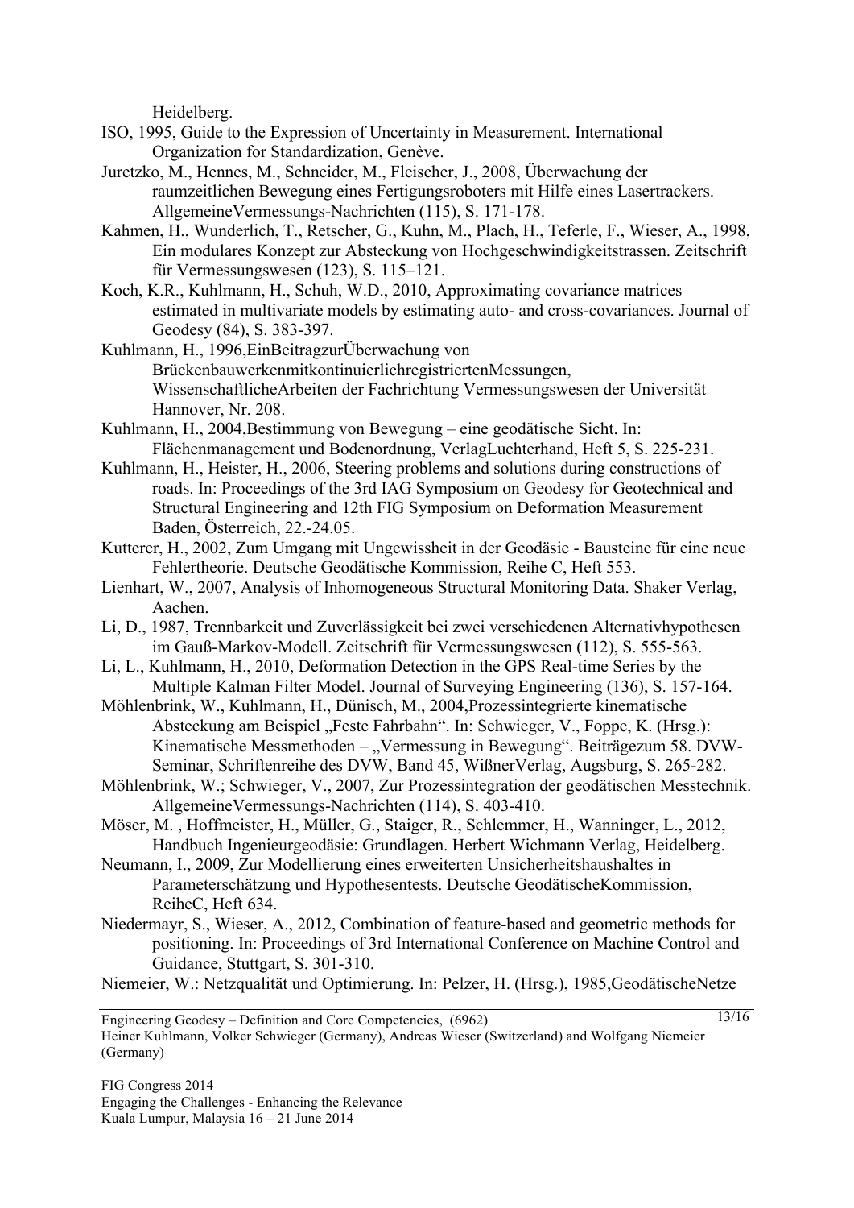Heidelberg.

ISO, 1995, Guide to the Expression of Uncertainty in Measurement. International Organization for Standardization, Genève.

Juretzko, M., Hennes, M., Schneider, M., Fleischer, J., 2008, Überwachung der raumzeitlichen Bewegung eines Fertigungsroboters mit Hilfe eines Lasertrackers. AllgemeineVermessungs-Nachrichten (115), S. 171-178.

Kahmen, H., Wunderlich, T., Retscher, G., Kuhn, M., Plach, H., Teferle, F., Wieser, A., 1998, Ein modulares Konzept zur Absteckung von Hochgeschwindigkeitstrassen. Zeitschrift für Vermessungswesen (123), S. 115–121.

Koch, K.R., Kuhlmann, H., Schuh, W.D., 2010, Approximating covariance matrices estimated in multivariate models by estimating auto- and cross-covariances. Journal of Geodesy (84), S. 383-397.

Kuhlmann, H., 1996,EinBeitragzurÜberwachung von BrückenbauwerkenmitkontinuierlichregistriertenMessungen, WissenschaftlicheArbeiten der Fachrichtung Vermessungswesen der Universität Hannover, Nr. 208.

Kuhlmann, H., 2004,Bestimmung von Bewegung – eine geodätische Sicht. In: Flächenmanagement und Bodenordnung, VerlagLuchterhand, Heft 5, S. 225-231.

Kuhlmann, H., Heister, H., 2006, Steering problems and solutions during constructions of roads. In: Proceedings of the 3rd IAG Symposium on Geodesy for Geotechnical and Structural Engineering and 12th FIG Symposium on Deformation Measurement Baden, Österreich, 22.-24.05.

Kutterer, H., 2002, Zum Umgang mit Ungewissheit in der Geodäsie - Bausteine für eine neue Fehlertheorie. Deutsche Geodätische Kommission, Reihe C, Heft 553.

Lienhart, W., 2007, Analysis of Inhomogeneous Structural Monitoring Data. Shaker Verlag, Aachen.

Li, D., 1987, Trennbarkeit und Zuverlässigkeit bei zwei verschiedenen Alternativhypothesen im Gauß-Markov-Modell. Zeitschrift für Vermessungswesen (112), S. 555-563.

Li, L., Kuhlmann, H., 2010, Deformation Detection in the GPS Real-time Series by the Multiple Kalman Filter Model. Journal of Surveying Engineering (136), S. 157-164.

Möhlenbrink, W., Kuhlmann, H., Dünisch, M., 2004,Prozessintegrierte kinematische Absteckung am Beispiel „Feste Fahrbahn". In: Schwieger, V., Foppe, K. (Hrsg.): Kinematische Messmethoden – „Vermessung in Bewegung". Beiträgezum 58. DVW-Seminar, Schriftenreihe des DVW, Band 45, WißnerVerlag, Augsburg, S. 265-282.

Möhlenbrink, W.; Schwieger, V., 2007, Zur Prozessintegration der geodätischen Messtechnik. AllgemeineVermessungs-Nachrichten (114), S. 403-410.

Möser, M. , Hoffmeister, H., Müller, G., Staiger, R., Schlemmer, H., Wanninger, L., 2012, Handbuch Ingenieurgeodäsie: Grundlagen. Herbert Wichmann Verlag, Heidelberg.

Neumann, I., 2009, Zur Modellierung eines erweiterten Unsicherheitshaushaltes in Parameterschätzung und Hypothesentests. Deutsche GeodätischeKommission, ReiheC, Heft 634.

Niedermayr, S., Wieser, A., 2012, Combination of feature-based and geometric methods for positioning. In: Proceedings of 3rd International Conference on Machine Control and Guidance, Stuttgart, S. 301-310.

Niemeier, W.: Netzqualität und Optimierung. In: Pelzer, H. (Hrsg.), 1985,GeodätischeNetze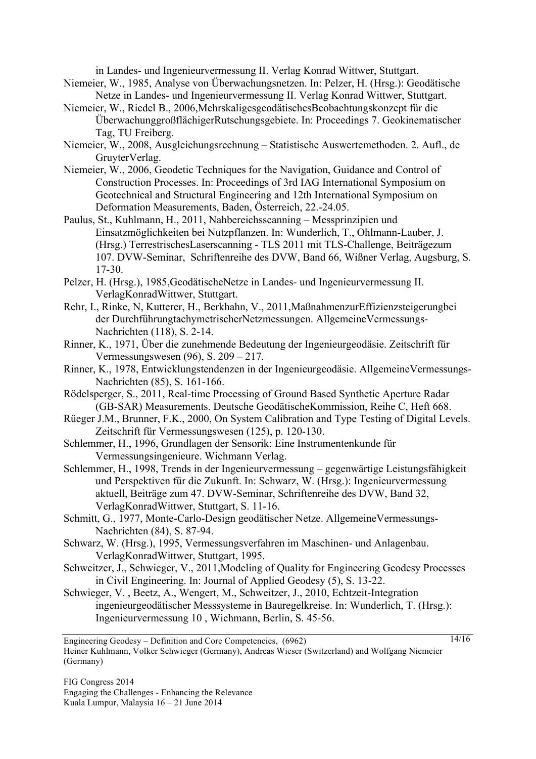in Landes- und Ingenieurvermessung II. Verlag Konrad Wittwer, Stuttgart.

Niemeier, W., 1985, Analyse von Überwachungsnetzen. In: Pelzer, H. (Hrsg.): Geodätische Netze in Landes- und Ingenieurvermessung II. Verlag Konrad Wittwer, Stuttgart.

Niemeier, W., Riedel B., 2006,MehrskaligesgeodätischesBeobachtungskonzept für die ÜberwachunggroßflächigerRutschungsgebiete. In: Proceedings 7. Geokinematischer Tag, TU Freiberg.

Niemeier, W., 2008, Ausgleichungsrechnung – Statistische Auswertemethoden. 2. Aufl., de GruyterVerlag.

Niemeier, W., 2006, Geodetic Techniques for the Navigation, Guidance and Control of Construction Processes. In: Proceedings of 3rd IAG International Symposium on Geotechnical and Structural Engineering and 12th International Symposium on Deformation Measurements, Baden, Österreich, 22.-24.05.

Paulus, St., Kuhlmann, H., 2011, Nahbereichsscanning – Messprinzipien und Einsatzmöglichkeiten bei Nutzpflanzen. In: Wunderlich, T., Ohlmann-Lauber, J. (Hrsg.) TerrestrischesLaserscanning - TLS 2011 mit TLS-Challenge, Beiträgezum 107. DVW-Seminar, Schriftenreihe des DVW, Band 66, Wißner Verlag, Augsburg, S. 17-30.

Pelzer, H. (Hrsg.), 1985,GeodätischeNetze in Landes- und Ingenieurvermessung II. VerlagKonradWittwer, Stuttgart.

Rehr, I., Rinke, N, Kutterer, H., Berkhahn, V., 2011,MaßnahmenzurEffizienzsteigerungbei der DurchführungtachymetrischerNetzmessungen. AllgemeineVermessungs-Nachrichten (118), S. 2-14.

Rinner, K., 1971, Über die zunehmende Bedeutung der Ingenieurgeodäsie. Zeitschrift für Vermessungswesen (96), S. 209 – 217.

Rinner, K., 1978, Entwicklungstendenzen in der Ingenieurgeodäsie. AllgemeineVermessungs-Nachrichten (85), S. 161-166.

Rödelsperger, S., 2011, Real-time Processing of Ground Based Synthetic Aperture Radar (GB-SAR) Measurements. Deutsche GeodätischeKommission, Reihe C, Heft 668.

Rüeger J.M., Brunner, F.K., 2000, On System Calibration and Type Testing of Digital Levels. Zeitschrift für Vermessungswesen (125), p. 120-130.

Schlemmer, H., 1996, Grundlagen der Sensorik: Eine Instrumentenkunde für Vermessungsingenieure. Wichmann Verlag.

Schlemmer, H., 1998, Trends in der Ingenieurvermessung – gegenwärtige Leistungsfähigkeit und Perspektiven für die Zukunft. In: Schwarz, W. (Hrsg.): Ingenieurvermessung aktuell, Beiträge zum 47. DVW-Seminar, Schriftenreihe des DVW, Band 32, VerlagKonradWittwer, Stuttgart, S. 11-16.

Schmitt, G., 1977, Monte-Carlo-Design geodätischer Netze. AllgemeineVermessungs-Nachrichten (84), S. 87-94.

Schwarz, W. (Hrsg.), 1995, Vermessungsverfahren im Maschinen- und Anlagenbau. VerlagKonradWittwer, Stuttgart, 1995.

Schweitzer, J., Schwieger, V., 2011,Modeling of Quality for Engineering Geodesy Processes in Civil Engineering. In: Journal of Applied Geodesy (5), S. 13-22.

Schwieger, V. , Beetz, A., Wengert, M., Schweitzer, J., 2010, Echtzeit-Integration ingenieurgeodätischer Messsysteme in Bauregelkreise. In: Wunderlich, T. (Hrsg.): Ingenieurvermessung 10 , Wichmann, Berlin, S. 45-56.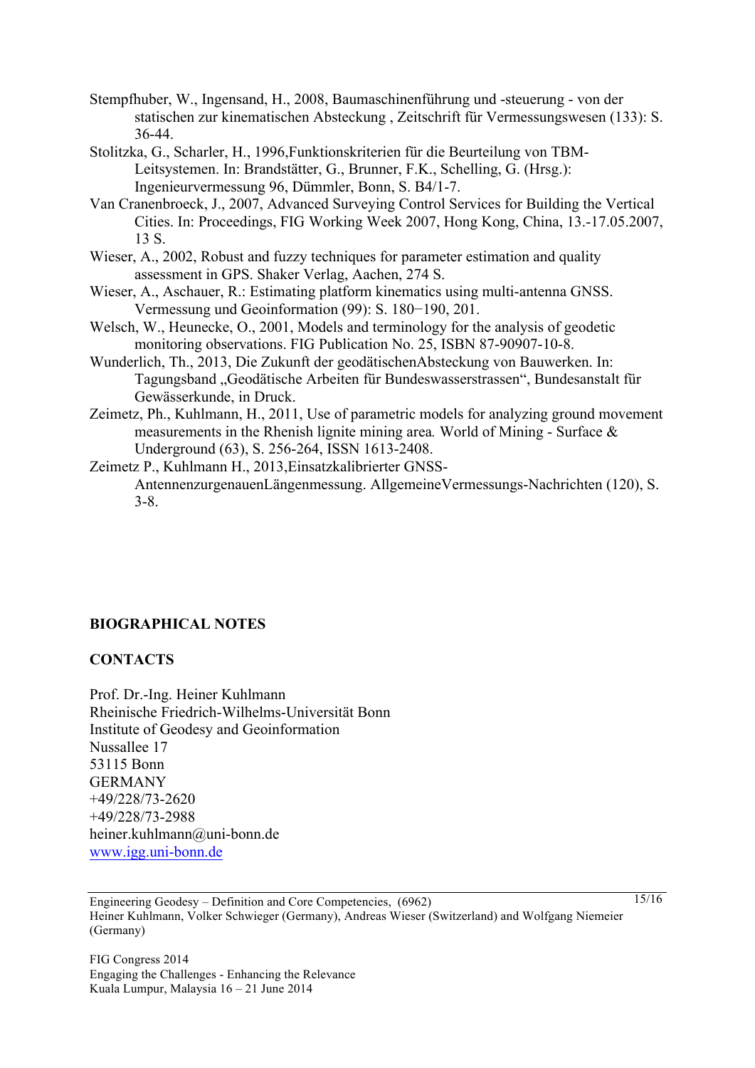Stempfhuber, W., Ingensand, H., 2008, Baumaschinenführung und -steuerung - von der statischen zur kinematischen Absteckung , Zeitschrift für Vermessungswesen (133): S. 36-44.

Stolitzka, G., Scharler, H., 1996,Funktionskriterien für die Beurteilung von TBM-Leitsystemen. In: Brandstätter, G., Brunner, F.K., Schelling, G. (Hrsg.): Ingenieurvermessung 96, Dümmler, Bonn, S. B4/1-7.

Van Cranenbroeck, J., 2007, Advanced Surveying Control Services for Building the Vertical Cities. In: Proceedings, FIG Working Week 2007, Hong Kong, China, 13.-17.05.2007, 13 S.

Wieser, A., 2002, Robust and fuzzy techniques for parameter estimation and quality assessment in GPS. Shaker Verlag, Aachen, 274 S.

Wieser, A., Aschauer, R.: Estimating platform kinematics using multi-antenna GNSS. Vermessung und Geoinformation (99): S. 180−190, 201.

Welsch, W., Heunecke, O., 2001, Models and terminology for the analysis of geodetic monitoring observations. FIG Publication No. 25, ISBN 87-90907-10-8.

Wunderlich, Th., 2013, Die Zukunft der geodätischenAbsteckung von Bauwerken. In: Tagungsband „Geodätische Arbeiten für Bundeswasserstrassen", Bundesanstalt für Gewässerkunde, in Druck.

Zeimetz, Ph., Kuhlmann, H., 2011, Use of parametric models for analyzing ground movement measurements in the Rhenish lignite mining area*.* World of Mining - Surface & Underground (63), S. 256-264, ISSN 1613-2408.

Zeimetz P., Kuhlmann H., 2013,Einsatzkalibrierter GNSS-AntennenzurgenauenLängenmessung. AllgemeineVermessungs-Nachrichten (120), S. 3-8.

## BIOGRAPHICAL NOTES

## CONTACTS

Prof. Dr.-Ing. Heiner Kuhlmann
Rheinische Friedrich-Wilhelms-Universität Bonn
Institute of Geodesy and Geoinformation
Nussallee 17
53115 Bonn
GERMANY
+49/228/73-2620
+49/228/73-2988
heiner.kuhlmann@uni-bonn.de
www.igg.uni-bonn.de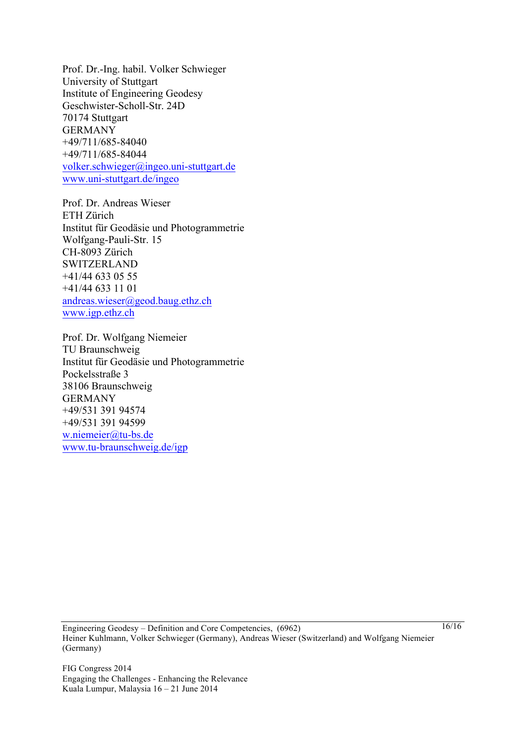Prof. Dr.-Ing. habil. Volker Schwieger
University of Stuttgart
Institute of Engineering Geodesy
Geschwister-Scholl-Str. 24D
70174 Stuttgart
GERMANY
+49/711/685-84040
+49/711/685-84044
volker.schwieger@ingeo.uni-stuttgart.de
www.uni-stuttgart.de/ingeo

Prof. Dr. Andreas Wieser
ETH Zürich
Institut für Geodäsie und Photogrammetrie
Wolfgang-Pauli-Str. 15
CH-8093 Zürich
SWITZERLAND
+41/44 633 05 55
+41/44 633 11 01
andreas.wieser@geod.baug.ethz.ch
www.igp.ethz.ch

Prof. Dr. Wolfgang Niemeier
TU Braunschweig
Institut für Geodäsie und Photogrammetrie
Pockelsstraße 3
38106 Braunschweig
GERMANY
+49/531 391 94574
+49/531 391 94599
w.niemeier@tu-bs.de
www.tu-braunschweig.de/igp